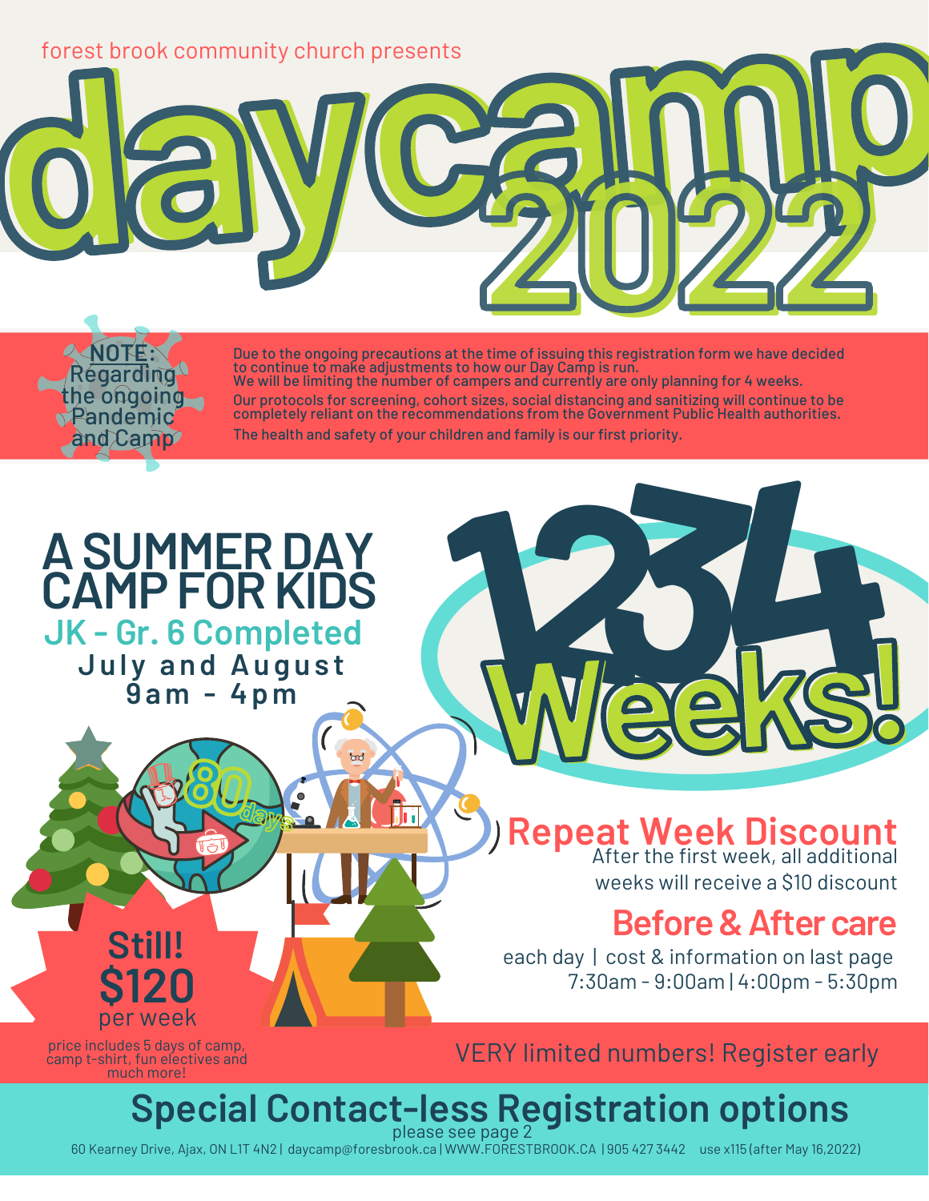forest brook community church presents

# daycamp 2022

**NOTE: Regarding the ongoing Pandemic and Camp**

Due to the ongoing precautions at the time of issuing this registration form we have decided to continue to make adjustments to how our Day Camp is run.
We will be limiting the number of campers and currently are only planning for 4 weeks.

Our protocols for screening, cohort sizes, social distancing and sanitizing will continue to be completely reliant on the recommendations from the Government Public Health authorities.

The health and safety of your children and family is our first priority.

## A SUMMER DAY CAMP FOR KIDS

### JK - Gr. 6 Completed

**July and August**
**9am - 4pm**

## 1234 Weeks!

80 days

## Still! $120 per week

price includes 5 days of camp, camp t-shirt, fun electives and much more!

### Repeat Week Discount

After the first week, all additional weeks will receive a $10 discount

### Before & After care

each day | cost & information on last page
7:30am - 9:00am | 4:00pm - 5:30pm

VERY limited numbers! Register early

## Special Contact-less Registration options

please see page 2

60 Kearney Drive, Ajax, ON L1T 4N2 | daycamp@foresbrook.ca | WWW.FORESTBROOK.CA | 905 427 3442 use x115 (after May 16,2022)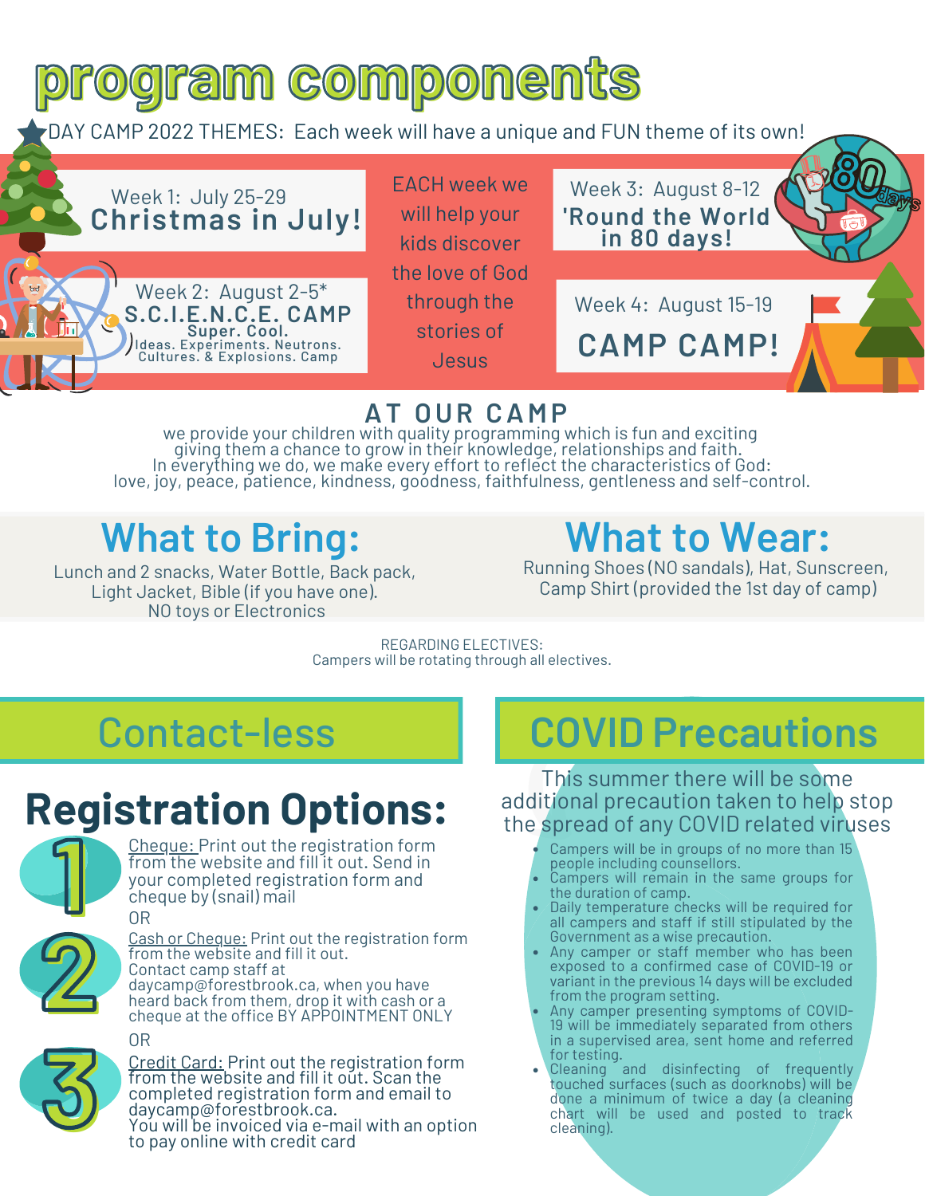# program components

★DAY CAMP 2022 THEMES: Each week will have a unique and FUN theme of its own!

Week 1: July 25-29
**Christmas in July!**

Week 2: August 2-5*
**S.C.I.E.N.C.E. CAMP**
**Super. Cool.**
Ideas. Experiments. Neutrons. Cultures. & Explosions. Camp

EACH week we will help your kids discover the love of God through the stories of Jesus

Week 3: August 8-12
**'Round the World in 80 days!**

Week 4: August 15-19
**CAMP CAMP!**

## AT OUR CAMP

we provide your children with quality programming which is fun and exciting giving them a chance to grow in their knowledge, relationships and faith.
In everything we do, we make every effort to reflect the characteristics of God:
love, joy, peace, patience, kindness, goodness, faithfulness, gentleness and self-control.

## What to Bring:

Lunch and 2 snacks, Water Bottle, Back pack,
Light Jacket, Bible (if you have one).
NO toys or Electronics

## What to Wear:

Running Shoes (NO sandals), Hat, Sunscreen,
Camp Shirt (provided the 1st day of camp)

REGARDING ELECTIVES:
Campers will be rotating through all electives.

## Contact-less

## Registration Options:

1. Cheque: Print out the registration form from the website and fill it out. Send in your completed registration form and cheque by (snail) mail

OR

2. Cash or Cheque: Print out the registration form from the website and fill it out.
Contact camp staff at daycamp@forestbrook.ca, when you have heard back from them, drop it with cash or a cheque at the office BY APPOINTMENT ONLY

OR

3. Credit Card: Print out the registration form from the website and fill it out. Scan the completed registration form and email to daycamp@forestbrook.ca.
You will be invoiced via e-mail with an option to pay online with credit card

## COVID Precautions

This summer there will be some additional precaution taken to help stop the spread of any COVID related viruses

- Campers will be in groups of no more than 15 people including counsellors.
- Campers will remain in the same groups for the duration of camp.
- Daily temperature checks will be required for all campers and staff if still stipulated by the Government as a wise precaution.
- Any camper or staff member who has been exposed to a confirmed case of COVID-19 or variant in the previous 14 days will be excluded from the program setting.
- Any camper presenting symptoms of COVID-19 will be immediately separated from others in a supervised area, sent home and referred for testing.
- Cleaning and disinfecting of frequently touched surfaces (such as doorknobs) will be done a minimum of twice a day (a cleaning chart will be used and posted to track cleaning).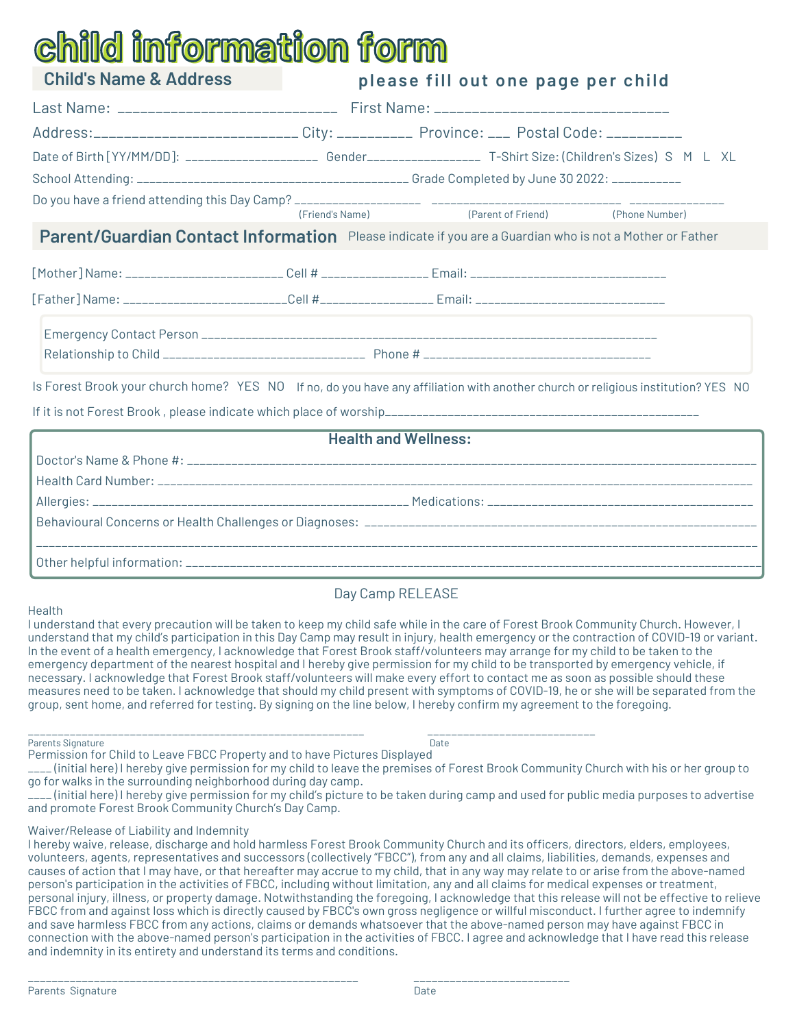# child information form

## Child's Name & Address

**please fill out one page per child**

Last Name: ______________________________ First Name: ________________________________

Address:___________________________ City: _________ Province: ___ Postal Code: _________

Date of Birth [YY/MM/DD]: ____________________ Gender_________________ T-Shirt Size: (Children's Sizes) S M L XL

School Attending: _________________________________________ Grade Completed by June 30 2022: __________

Do you have a friend attending this Day Camp? __________________ _____________________________ ______________

(Friend's Name) (Parent of Friend) (Phone Number)

## Parent/Guardian Contact Information

Please indicate if you are a Guardian who is not a Mother or Father

[Mother] Name: ________________________ Cell # _______________ Email: ______________________________

[Father] Name: ________________________Cell #________________ Email: _____________________________

Emergency Contact Person _________________________________________________________________________

Relationship to Child _______________________________ Phone # ___________________________________

Is Forest Brook your church home? YES NO If no, do you have any affiliation with another church or religious institution? YES NO

If it is not Forest Brook , please indicate which place of worship_________________________________________________

## Health and Wellness:

Doctor's Name & Phone #: ____________________________________________________________________________________

Health Card Number: ________________________________________________________________________________________

Allergies: ____________________________________________ Medications: ________________________________________

Behavioural Concerns or Health Challenges or Diagnoses: _______________________________________________________

____________________________________________________________________________________________________________

Other helpful information: ___________________________________________________________________________________

## Day Camp RELEASE

Health

I understand that every precaution will be taken to keep my child safe while in the care of Forest Brook Community Church. However, I understand that my child's participation in this Day Camp may result in injury, health emergency or the contraction of COVID-19 or variant. In the event of a health emergency, I acknowledge that Forest Brook staff/volunteers may arrange for my child to be taken to the emergency department of the nearest hospital and I hereby give permission for my child to be transported by emergency vehicle, if necessary. I acknowledge that Forest Brook staff/volunteers will make every effort to contact me as soon as possible should these measures need to be taken. I acknowledge that should my child present with symptoms of COVID-19, he or she will be separated from the group, sent home, and referred for testing. By signing on the line below, I hereby confirm my agreement to the foregoing.

_______________________________________________________ ___________________________

Parents Signature Date

Permission for Child to Leave FBCC Property and to have Pictures Displayed

____(initial here) I hereby give permission for my child to leave the premises of Forest Brook Community Church with his or her group to go for walks in the surrounding neighborhood during day camp.

____(initial here) I hereby give permission for my child's picture to be taken during camp and used for public media purposes to advertise and promote Forest Brook Community Church's Day Camp.

Waiver/Release of Liability and Indemnity

I hereby waive, release, discharge and hold harmless Forest Brook Community Church and its officers, directors, elders, employees, volunteers, agents, representatives and successors (collectively "FBCC"), from any and all claims, liabilities, demands, expenses and causes of action that I may have, or that hereafter may accrue to my child, that in any way may relate to or arise from the above-named person's participation in the activities of FBCC, including without limitation, any and all claims for medical expenses or treatment, personal injury, illness, or property damage. Notwithstanding the foregoing, I acknowledge that this release will not be effective to relieve FBCC from and against loss which is directly caused by FBCC's own gross negligence or willful misconduct. I further agree to indemnify and save harmless FBCC from any actions, claims or demands whatsoever that the above-named person may have against FBCC in connection with the above-named person's participation in the activities of FBCC. I agree and acknowledge that I have read this release and indemnity in its entirety and understand its terms and conditions.

______________________________________________________ _________________________

Parents Signature Date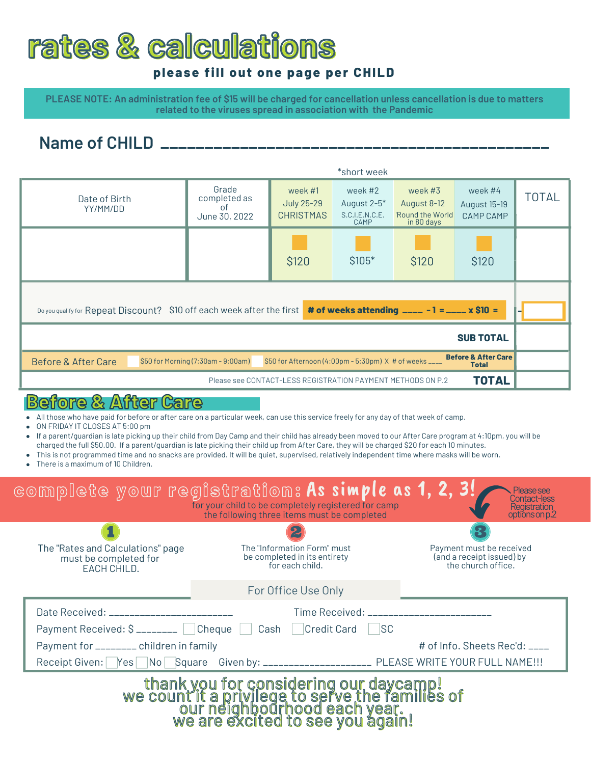# rates & calculations

**please fill out one page per CHILD**

PLEASE NOTE: An administration fee of $15 will be charged for cancellation unless cancellation is due to matters related to the viruses spread in association with the Pandemic

## Name of CHILD \_\_\_\_\_\_\_\_\_\_\_\_\_\_\_\_\_\_\_\_\_\_\_\_\_\_\_\_\_\_\_\_\_\_\_\_\_\_\_\_\_\_\_\_

*short week

| Date of Birth YY/MM/DD | Grade completed as of June 30, 2022 | week #1 July 25-29 CHRISTMAS | week #2 August 2-5* S.C.I.E.N.C.E. CAMP | week #3 August 8-12 'Round the World in 80 days | week #4 August 15-19 CAMP CAMP | TOTAL |
|---|---|---|---|---|---|---|
| | | ☐ $120 | ☐ $105* | ☐ $120 | ☐ $120 | |
| Do you qualify for Repeat Discount? $10 off each week after the first | | **# of weeks attending \_\_\_\_ - 1 = \_\_\_\_ x $10 =** | | | | - |
| | | | | | **SUB TOTAL** | |
| Before & After Care | ☐ $50 for Morning (7:30am - 9:00am) | ☐ $50 for Afternoon (4:00pm - 5:30pm) X # of weeks \_\_\_\_ | | | **Before & After Care Total** | |
| Please see CONTACT-LESS REGISTRATION PAYMENT METHODS ON P.2 | | | | | **TOTAL** | |

## Before & After Care

- All those who have paid for before or after care on a particular week, can use this service freely for any day of that week of camp.
- ON FRIDAY IT CLOSES AT 5:00 pm
- If a parent/guardian is late picking up their child from Day Camp and their child has already been moved to our After Care program at 4:10pm, you will be charged the full $50.00. If a parent/guardian is late picking their child up from After Care, they will be charged $20 for each 10 minutes.
- This is not programmed time and no snacks are provided. It will be quiet, supervised, relatively independent time where masks will be worn.
- There is a maximum of 10 Children.

## complete your registration: As simple as 1, 2, 3!

for your child to be completely registered for camp the following three items must be completed

Please see Contact-less Registration options on p.2

1. The "Rates and Calculations" page must be completed for EACH CHILD.
2. The "Information Form" must be completed in its entirety for each child.
3. Payment must be received (and a receipt issued) by the church office.

### For Office Use Only

Date Received: \_\_\_\_\_\_\_\_\_\_\_\_\_\_\_\_\_\_\_\_\_\_\_\_ Time Received: \_\_\_\_\_\_\_\_\_\_\_\_\_\_\_\_\_\_\_\_\_\_\_\_

Payment Received: $ \_\_\_\_\_\_\_\_ ☐ Cheque ☐ Cash ☐ Credit Card ☐ SC

Payment for \_\_\_\_\_\_\_\_ children in family # of Info. Sheets Rec'd: \_\_\_\_

Receipt Given: ☐ Yes ☐ No ☐ Square Given by: \_\_\_\_\_\_\_\_\_\_\_\_\_\_\_\_\_\_\_\_\_ PLEASE WRITE YOUR FULL NAME!!!

thank you for considering our daycamp!
we count it a privilege to serve the families of our neighbourhood each year.
we are excited to see you again!